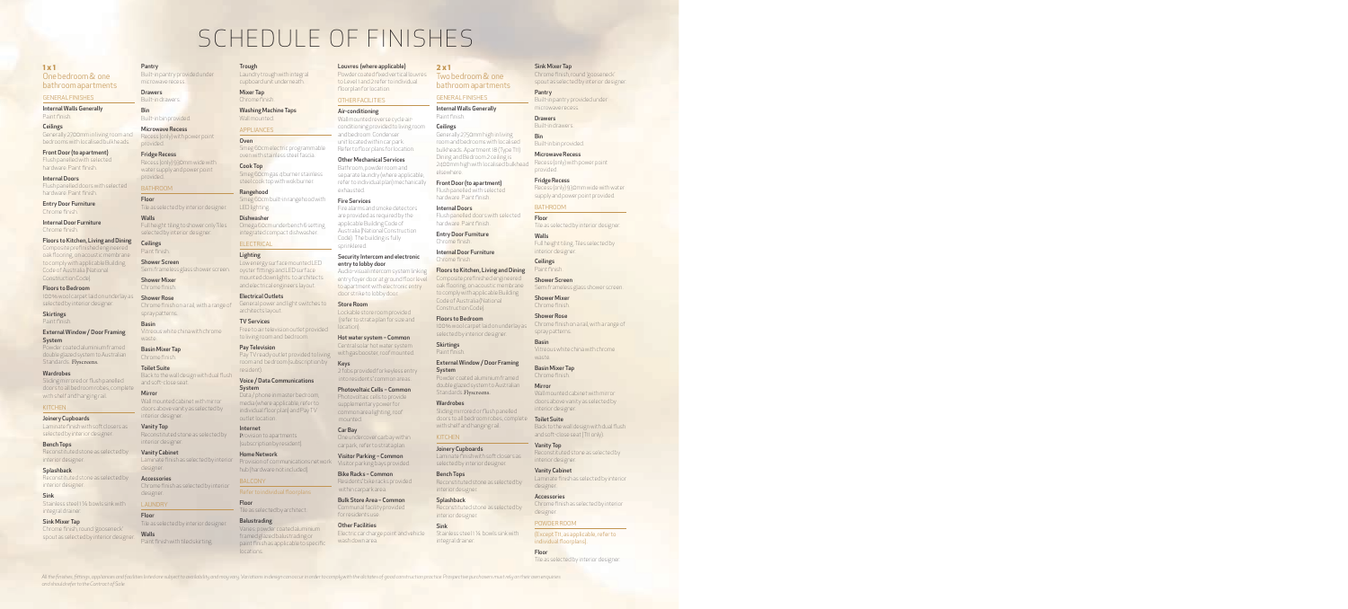# SCHEDULE OF FINISHES

## 1 x 1
## One bedroom & one bathroom apartments

### GENERAL FINISHES

**Internal Walls Generally**
Paint finish.

**Ceilings**
Generally 2,700mm in living room and bedrooms with localised bulkheads.

**Front Door (to apartment)**
Flush panelled with selected hardware. Paint finish.

**Internal Doors**
Flush panelled doors with selected hardware. Paint finish.

**Entry Door Furniture**
Chrome finish.

**Internal Door Furniture**
Chrome finish.

**Floors to Kitchen, Living and Dining**
Composite prefinished engineered oak flooring, on acoustic membrane to comply with applicable Building Code of Australia (National Construction Code).

**Floors to Bedroom**
100% wool carpet laid on underlay as selected by interior designer.

**Skirtings**
Paint finish.

**External Window / Door Framing System**
Powder coated aluminium framed double glazed system to Australian Standards.

**Wardrobes**
Sliding mirrored or flush panelled doors to all bedroom robes, complete with shelf and hanging rail.

### KITCHEN

**Joinery Cupboards**
Laminate finish with soft closers as selected by interior designer.

**Bench Tops**
Reconstituted stone as selected by interior designer.

**Splashback**
Reconstituted stone as selected by interior designer.

**Sink**
Stainless steel 1¾ bowls sink with integral drainer.

**Sink Mixer Tap**
Chrome finish, round 'gooseneck' spout as selected by interior designer.

**Pantry**
Built-in pantry provided under microwave recess.

**Drawers**
Built-in drawers.

**Bin**
Built-in bin provided.

**Microwave Recess**
Recess (only) with power point provided.

**Fridge Recess**
Recess (only) 930mm wide with water supply and power point provided.

### BATHROOM

**Floor**
Tile as selected by interior designer.

**Walls**
Full height tiling to shower only. Tiles selected by interior designer.

**Ceilings**
Paint finish.

**Shower Screen**
Semi frameless glass shower screen.

**Shower Mixer**
Chrome finish.

**Shower Rose**
Chrome finish on a rail, with a range of spray patterns.

**Basin**
Vitreous white china with chrome waste.

**Basin Mixer Tap**
Chrome finish.

**Toilet Suite**
Back to the wall design with dual flush and soft-close seat.

**Mirror**
Wall mounted cabinet with mirror doors above vanity as selected by interior designer.

**Vanity Top**
Reconstituted stone as selected by interior designer.

**Vanity Cabinet**
Laminate finish as selected by interior designer.

**Accessories**
Chrome finish as selected by interior designer.

### LAUNDRY

**Floor**
Tile as selected by interior designer.

**Walls**
Paint finish with tiled skirting.

**Trough**
Laundry trough with integral cupboard unit underneath.

**Mixer Tap**
Chrome finish.

**Washing Machine Taps**
Wall mounted.

### APPLIANCES

**Oven**
Smeg 60cm electric programmable oven with stainless steel fascia.

**Cook Top**
Smeg 60cm gas 4 burner stainless steel cook top with wok burner.

**Rangehood**
Smeg 60cm built-in rangehood with LED lighting.

**Dishwasher**
Omega 60cm underbench 6 setting integrated compact dishwasher.

### ELECTRICAL

**Lighting**
Low energy surface mounted LED oyster fittings and LED surface mounted downlights, to architects and electrical engineers layout.

**Electrical Outlets**
General power and light switches to architects layout.

**TV Services**
Free to air television outlet provided to living room and bedroom.

**Pay Television**
Pay TV ready outlet provided to living room and bedroom (subscription by resident).

**Voice / Data Communications System**
Data / phone in master bedroom, media (where applicable, refer to individual floor plan) and Pay TV outlet location.

**Internet**
Provision to apartments (subscription by resident).

**Home Network**
Provision of communications network hub (hardware not included).

### BALCONY

Refer to individual floorplans.

**Floor**
Tile as selected by architect.

**Balustrading**
Varies: powder coated aluminium framed glass/balustrading or paint finish as applicable to specific locations.

**Louvres (where applicable)**
Powder coated fixed vertical louvres to Level 1 and 2 refer to individual floor plan for location.

### OTHER FACILITIES

**Air-conditioning**
Wall mounted reverse cycle air-conditioning provided to living room and bedroom. Condenser unit located within car park. Refer to floor plans for location.

**Other Mechanical Services**
Bathroom, powder room and separate laundry (where applicable, refer to individual plan) mechanically exhausted.

**Fire Services**
Fire alarms and smoke detectors are provided as required by the applicable Building Code of Australia (National Construction Code). The building is fully sprinklered.

**Security Intercom and electronic entry to lobby door**
Audio-visual intercom system linking entry foyer door at ground floor level to apartment with electronic entry door strike to lobby door.

**Store Room**
Lockable store room provided (refer to strata plan for size and location).

**Hot water system – Common**
Central solar hot water system with gas booster, roof mounted.

**Keys**
2 fobs provided for keyless entry into residents' common areas.

**Photovoltaic Cells – Common**
Photovoltaic cells to provide supplementary power for common area lighting, roof mounted.

**Car Bay**
One undercover car bay within car park, refer to strata plan.

**Visitor Parking – Common**
Visitor parking bays provided.

**Bike Racks – Common**
Residents' bike racks provided within car park area.

**Bulk Store Area – Common**
Commercial facility provided for resident's use.

**Other Facilities**
Electric car charge point and vehicle wash down area.

## 2 x 1
## Two bedroom & one bathroom apartments

### GENERAL FINISHES

**Internal Walls Generally**
Paint finish.

**Ceilings**
Generally 2,750mm high in living room and bedrooms with localised bulkheads. Apartment 18 (Type T1) Dining and Bedroom 2 ceiling is 2,400mm high with localised bulkhead elsewhere.

**Front Door (to apartment)**
Flush panelled with selected hardware. Paint finish.

**Internal Doors**
Flush panelled doors with selected hardware. Paint finish.

**Entry Door Furniture**
Chrome finish.

**Internal Door Furniture**
Chrome finish.

**Floors to Kitchen, Living and Dining**
Composite prefinished engineered oak flooring, on acoustic membrane to comply with applicable Building Code of Australia (National Construction Code).

**Floors to Bedroom**
100% wool carpet laid on underlay as selected by interior designer.

**Skirtings**
Paint finish.

**External Window / Door Framing System**
Powder coated aluminium framed double glazed system to Australian Standards.

**Wardrobes**
Sliding mirrored or flush panelled doors to all bedroom robes, complete with shelf and hanging rail.

### KITCHEN

**Joinery Cupboards**
Laminate finish with soft closers as selected by interior designer.

**Bench Tops**
Reconstituted stone as selected by interior designer.

**Splashback**
Reconstituted stone as selected by interior designer.

**Sink**
Stainless steel 1¾ bowls sink with integral drainer.

**Sink Mixer Tap**
Chrome finish, round 'gooseneck' spout as selected by interior designer.

**Pantry**
Built-in pantry provided under microwave recess.

**Drawers**
Built-in drawers.

**Bin**
Built-in bin provided.

**Microwave Recess**
Recess (only) with power point provided.

**Fridge Recess**
Recess (only) 930mm wide with water supply and power point provided.

### BATHROOM

**Floor**
Tile as selected by interior designer.

**Walls**
Full height tiling. Tiles selected by interior designer.

**Ceilings**
Paint finish.

**Shower Screen**
Semi frameless glass shower screen.

**Shower Mixer**
Chrome finish.

**Shower Rose**
Chrome finish on a rail, with a range of spray patterns.

**Basin**
Vitreous white china with chrome waste.

**Basin Mixer Tap**
Chrome finish.

**Mirror**
Wall mounted cabinet with mirror doors above vanity as selected by interior designer.

**Toilet Suite**
Back to the wall design with dual flush and soft-close seat (T1 only).

**Vanity Top**
Reconstituted stone as selected by interior designer.

**Vanity Cabinet**
Laminate finish as selected by interior designer.

**Accessories**
Chrome finish as selected by interior designer.

### POWDER ROOM

(Except T1, as applicable, refer to individual floorplans)

**Floor**
Tile as selected by interior designer.

*All the finishes, fittings, appliances and facilities listed are subject to availability and may vary. Variations in design can occur in order to comply with the dictates of good construction practice. Prospective purchasers must rely on their own enquiries and should refer to the Contract of Sale.*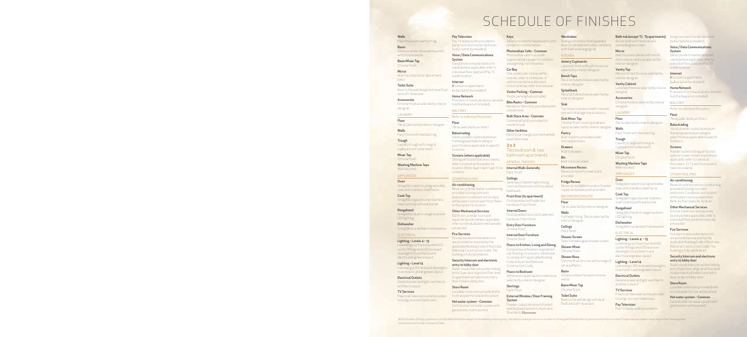# SCHEDULE OF FINISHES

**Walls**
Paint finish with tiled skirting

**Basin**
Vitreous white china wall mounted, with chrome waste.

**Basin Mixer Tap**
Chrome finish.

**Mirror**
Wall mounted mirror above hand basin.

**Toilet Suite**
Back to the wall design with dual flush and soft-close seat.

**Accessories**
Chrome finish as selected by interior designer.

## LAUNDRY

**Floor**
Tile as selected by interior designer.

**Walls**
Paint finish with tiled skirting.

**Trough**
Laundry trough with integral cupboard unit underneath.

**Mixer Tap**
Chrome finish.

**Washing Machine Taps**
Wall mounted.

## APPLIANCES

**Oven**
Smeg 60cm electric programmable oven with stainless steel fascia.

**Cook Top**
Smeg 60cm gas 4 burner stainless steel cook top with wok burner.

**Rangehood**
Smeg 60cm built-in rangehood with LED lighting.

**Dishwasher**
Smeg 60cm underbench dishwasher.

## ELECTRICAL

**Lighting – Levels 4 – 13**
Low energy surface mounted LED oyster fittings and LED recessed downlights to architects and electrical engineers layout.

**Lighting – Level 14**
Low energy LED recessed downlights to architects and engineers layout.

**Electrical Outlets**
General power and light switches to architects layout.

**TV Services**
Free to air television outlet provided to living room and bedrooms.

**Pay Television**
Pay TV ready outlet provided to living room and master bedroom (subscription by resident).

**Voice / Data Communications System**
Data/phone in master bedroom, media (where applicable, refer to individual floor plan) and Pay TV outlet location.

**Internet**
Provision to apartments (subscription by resident).

**Home Network**
Provision of communications network hub (hardware not included).

## BALCONY

Refer to individual floorplans.

**Floor**
Tile as selected by architect.

**Balustrading**
Varies: powder coated aluminium framed glazed balustrading or paint finish as applicable to specific locations.

**Screens (where applicable)**
Sliding perforated balcony screens, refer to individual floorplans for location. (Note: Apartment type T11 no screens).

## OTHER FACILITIES

**Air-conditioning**
Reverse cycle ducted air-conditioning provided to living room and bedrooms. Condenser unit located within plant room on each floor. Refer to floor plans for location.

**Other Mechanical Services**
Bathroom, powder room and separate laundry (where applicable, refer to individual plan) mechanically exhausted.

**Fire Services**
Fire alarms and smoke detectors are provided as required by the applicable Building Code of Australia (National Construction Code). The building is fully sprinklered.

**Security Intercom and electronic entry to lobby door**
Audio-visual intercom system linking entry foyer door at ground floor level to apartment with electronic entry door strike to lobby door.

**Store Room**
Lockable store room provided (refer to strata plan for size and location).

**Hot water system – Common**
Central solar hot water system with gas booster, roof mounted.

**Keys**
2 fobs provided for keyless entry into residents' common areas.

**Photovoltaic Cells – Common**
Photovoltaic cells to provide supplementary power for common area lighting, roof mounted.

**Car Bay**
One undercover car bay within carpark, refer to strata plan. In addition some have allocated motorcycle bay, refer to strata plan.

**Visitor Parking – Common**
Visitor parking bays provided.

**Bike Racks – Common**
Residents' bike racks provided within carpark area.

**Bulk Store Area – Common**
Communal facility provided for residents use.

**Other facilities**
Electric car charge point and vehicle wash down area.

## 2 x 2
## Two bedroom & two bathroom apartments

## GENERAL FINISHES

**Internal Walls Generally**
Paint finish.

**Ceilings**
Generally 2,750mm high in living room and bedrooms with localised bulkheads.

**Front Door (to apartment)**
Flush panelled with selected hardware. Paint finish.

**Internal Doors**
Flush panelled doors with selected hardware. Paint finish.

**Entry Door Furniture**
Chrome finish.

**Internal Door Furniture**
Chrome finish.

**Floors to Kitchen, Living and Dining**
Composite prefinished engineered oak flooring, on acoustic membrane to comply with applicable Building Code of Australia (National Construction Code).

**Floors to Bedroom**
100% wool carpet laid on underlay as selected by interior designer.

**Skirtings**
Paint finish.

**External Window / Door Framing System**
Powder coated aluminium framed double glazed system to Australian Standards. Flyscreens.

**Wardrobes**
Sliding mirrored or flush panelled doors to all bedroom robes, complete with shelf and hanging rail.

## KITCHEN

**Joinery Cupboards**
Laminate finish with soft closers as selected by interior designer.

**Bench Tops**
Reconstituted stone as selected by interior designer.

**Splashback**
Reconstituted stone as selected by interior designer.

**Sink**
Top mount stainless steel 1 ½ bowls sink with drainage tray accessory.

**Sink Mixer Tap**
Chrome finish, round 'gooseneck' spout as selected by interior designer.

**Pantry**
Built-in pantry provided under microwave recess.

**Drawers**
Built-in drawers.

**Bin**
Built-in bin provided.

**Microwave Recess**
Recess (only) with power point provided.

**Fridge Recess**
Recess (only) 980mm wide with water supply and power point provided.

## BATHROOM/ENSUITE

**Floor**
Tile as selected by interior designer.

**Walls**
Full height tiling. Tiles as selected by interior designer.

**Ceilings**
Paint finish.

**Shower Screen**
Semi frameless glass shower screen.

**Shower Mixer**
Chrome finish.

**Shower Rose**
Chrome finish on a rail, with a range of spray patterns.

**Basin**
Vitreous white china with chrome waste.

**Basin Mixer Tap**
Chrome finish.

**Toilet Suite**
Back to the wall design with dual flush and soft-close seat.

**Bath tub (except T7, T9 apartments)**
Acrylic bath with tiled hob and openable glass screen.

**Mirror**
Wall mounted cabinet with mirror doors above vanity as selected by interior designer.

**Vanity Top**
Reconstituted stone as selected by interior designer.

**Vanity Cabinet**
Laminate finish as selected by interior designer.

**Accessories**
Chrome finish as selected by interior designer.

## LAUNDRY

**Floor**
Tile as selected by interior designer.

**Walls**
Paint finish with tiled skirting.

**Trough**
Laundry trough with integral cupboard unit underneath.

**Mixer Tap**
Chrome finish.

**Washing Machine Taps**
Wall mounted.

## APPLIANCES

**Oven**
Smeg 60cm electric programmable oven with stainless steel fascia.

**Cook Top**
Smeg 90cm gas 5 burner stainless steel cook top with wok burner.

**Rangehood**
Smeg 90cm built-in rangehood with LED lighting.

**Dishwasher**
Smeg 60cm underbench dishwasher.

## ELECTRICAL

**Lighting – Levels 4 – 13**
Low energy surface mounted LED oyster fittings and LED recessed downlights to architects and electrical engineers layout.

**Lighting – Level 14**
Low energy LED recessed downlights to architects and engineers layout.

**Electrical Outlets**
General power and light switches to architects layout.

**TV Services**
Free to air television outlet provided to living room and bedrooms.

**Pay Television**
Pay TV ready outlet provided to living room and master bedroom (subscription by resident).

**Voice / Data Communications System**
Data/phone in master bedroom, media (where applicable, refer to individual floor plan) and Pay TV outlet location.

**Internet**
Provision to apartments (subscription by resident).

**Home Network**
Provision of communications network hub (hardware not included).

## BALCONY

Refer to individual floorplans.

**Floor**
Tile as selected by architect.

**Balustrading**
Varies: powder coated aluminium framed glazed balustrading or paint finish as applicable to specific locations.

**Screens**
Powder coated sliding perforated balcony screen to balconies (where applicable, refer to individual floor plans. T2, T3 and T4 on Level 4 have no screens).

## OTHER FACILITIES

**Air-conditioning**
Reverse cycle ducted air-conditioning provided to living room and bedrooms. Condenser unit located within plant room on each floor. Refer to floor plans for location.

**Other Mechanical Services**
Ensuite, bathroom and separate laundry (where applicable, refer to individual floor plan) mechanically exhausted.

**Fire Services**
Fire alarms and smoke detectors are provided as required by the applicable Building Code of Australia (National Construction Code). The building is fully sprinklered.

**Security Intercom and electronic entry to lobby door**
Audio-visual intercom system linking entry foyer door at ground floor level to apartment with electronic entry door strike to lobby door.

**Store Room**
Lockable store room provided (refer to strata plan for size and location).

**Hot water system – Common**
Central solar hot water system with gas booster, roof mounted.

*All the finishes, fittings, appliances and facilities listed are subject to availability and may vary. Variations in design can occur in order to comply with the dictates of good construction practice. Prospective purchasers must rely on their own enquiries and should refer to the Contract of Sale.*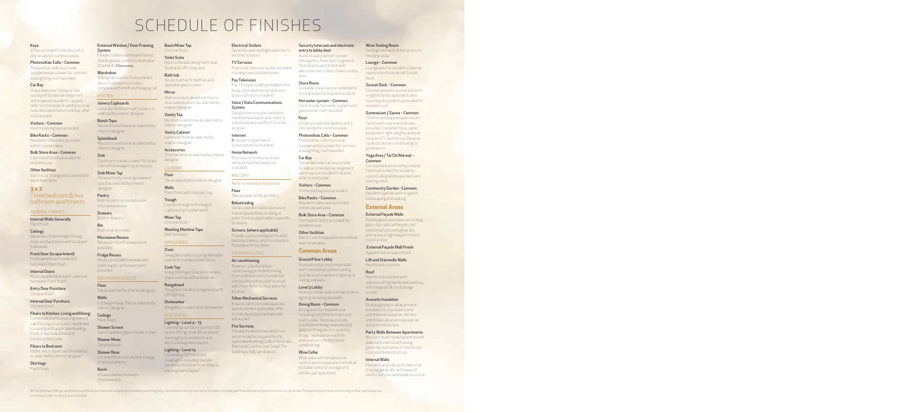# SCHEDULE OF FINISHES

**Keys**
3 fobs provided for keyless entry into residents' common areas.

**Photovoltaic Cells – Common**
Photovoltaic cells to provide supplementary power for common area lighting, roof mounted.

**Car Bay**
One undercover carbay or two carbays in tandem arrangement within secure residents' carpark, refer to strata plan. In addition some have allocated motorcycle bay, refer to strata plan.

**Visitors – Common**
Visitor parking bays provided.

**Bike Racks – Common**
Residents' bike racks provided within carpark area.

**Bulk Store Area – Common**
Communal facility provided for residents use.

**Other facilities**
Electric car charge point and vehicle wash down area.

## 3 x 2 Three bedroom & two bathroom apartments

### GENERAL FINISHES

**Internal Walls Generally**
Paint finish.

**Ceilings**
Generally 2750mm high in living room and bedrooms with localised bulkheads.

**Front Door (to apartment)**
Flush panelled with selected hardware. Paint finish.

**Internal Doors**
Flush panelled doors with selected hardware. Paint finish.

**Entry Door Furniture**
Chrome finish.

**Internal Door Furniture**
Chrome finish.

**Floors to Kitchen, Living and Dining**
Composite prefinished engineered oak flooring, on acoustic membrane to comply with applicable Building Code of Australia (National Construction Code).

**Floors to Bedroom**
100% wool carpet laid on underlay as selected by interior designer.

**Skirtings**
Paint finish.

**External Window / Door Framing System**
Powder coated aluminium framed double glazed system to Australian Standards. Flyscreens.

**Wardrobes**
Sliding mirrored or flush panelled doors to all bedroom robes, complete with shelf and hanging rail.

### KITCHEN

**Joinery Cupboards**
Laminate finish with soft closers as selected by interior designer.

**Bench Tops**
Reconstituted stone as selected by interior designer.

**Splashback**
Reconstituted stone as selected by interior designer.

**Sink**
Top mount stainless steel 1¾ bowls sink with drainage tray accessory.

**Sink Mixer Tap**
Chrome finish, round 'gooseneck' spout as selected by interior designer.

**Pantry**
Built-in pantry provided under microwave recess.

**Drawers**
Built-in drawers.

**Bin**
Built-in bin provided.

**Microwave Recess**
Recess (only) with power point provided.

**Fridge Recess**
Recess (only) 980mm wide with water supply and power point provided.

### BATHROOM/ENSUITE

**Floor**
Tile as selected by interior designer.

**Walls**
Full height tiling. Tiles as selected by interior designer.

**Ceilings**
Paint finish.

**Shower Screen**
Semi frameless glass shower screen.

**Shower Mixer**
Chrome finish.

**Shower Rose**
Chrome finish on rail, with a range of spray patterns.

**Basin**
Vitreous white china with chrome waste.

**Basin Mixer Tap**
Chrome finish.

**Toilet Suite**
Back to the wall design with dual flush and soft close seat.

**Bath-tub**
Acrylic bath with tiled hob and operable glass screen.

**Mirror**
Wall mounted cabinet with mirror doors above vanity as selected by interior designer.

**Vanity Top**
Reconstituted stone as selected by interior designer.

**Vanity Cabinet**
Laminate finish as selected by interior designer.

**Accessories**
Chrome finish as selected by interior designer.

### LAUNDRY

**Floor**
Tile as selected by interior designer.

**Walls**
Paint finish with tiled skirting.

**Trough**
Laundry trough with integral cupboard unit underneath.

**Mixer Tap**
Chrome finish.

**Washing Machine Taps**
Wall mounted.

### APPLIANCES

**Oven**
Smeg 60cm electric programmable oven with stainless steel fascia.

**Cook Top**
Smeg 90cm gas 5 burner stainless steel cooktop with wok burner.

**Rangehood**
Smeg 90cm built in rangehood with LED lighting.

**Dishwasher**
Smeg 60cm under bench dishwasher.

### ELECTRICAL

**Lighting – Level 4 – 13**
Low energy surface mounted LED oyster fittings and LED recessed down lights to architects and electrical engineers layout.

**Lighting – Level 14**
Low energy LED recessed downlights including feature pendant to kitchen to architects and engineers layout.

**Electrical Outlets**
General power and light switches to architects layout.

**TV Services**
Free to air television outlet provided to living room and bedrooms.

**Pay Television**
Pay TV ready outlet provided to the living room and master bedroom (subscription by resident).

**Voice / Data Communications System**
Data/phone in master bedroom, media (where applicable, refer to individual plan) and Pay TV outlet location.

**Internet**
Provision to apartments (subscription by resident).

**Home Network**
Provision of communications network hub (hardware not included).

### BALCONY

Refer to individual floor plans.

**Floor**
Tiles as selected by architect.

**Balustrading**
Varies: powder coated aluminium framed glazed balustrading or paint finish as applicable to specific locations.

**Screens (where applicable)**
Powder coated sliding perforated balcony screens, refer to individual floorplans for locations.

### OTHER FACILITIES

**Air-conditioning**
Reverse cycle ducted air-conditioning provided to living room and bedrooms. Condenser unit located within plant room on each floor. Refer to floor plans for location.

**Other Mechanical Services**
Ensuite, bathroom and separate laundry (where applicable, refer to individual plan) mechanically exhausted.

**Fire Services**
Fire alarms and smoke detectors are provided as required by the applicable Building Code of Australia (National Construction Code). The building is fully sprinklered.

**Security Intercom and electronic entry to lobby door**
Audio-visual intercom system linking entry foyer door at ground floor level to apartment with electronic entry door strike to lobby door.

**Store Room**
Lockable store room provided (refer to strata plan for size and location).

**Hot water system – Common**
Central solar hot water system with gas booster, roof mounted.

**Keys**
4 fobs provided for keyless entry into residents' common areas.

**Photovoltaic Cells – Common**
Photovoltaic cells to provide supplementary power for common area lighting, roof mounted.

**Car Bay**
Two undercover car bays in side by side or in tandem arrangement within secure residents' carpark, refer to strata plan.

**Visitors – Common**
Visitor parking bays provided.

**Bike Racks – Common**
Residents' bike racks provided within carpark area.

**Bulk Store Area – Common**
Communal facility provided for residents use.

**Other facilities**
Electric car charge point and vehicle wash down area.

## Common Areas

**Ground Floor Lobby**
Feature marble and timber walls with "stacked tile" pattern ceiling and decorative ambient lighting to ceiling and walls.

**Level 3 Lobby**
Feature timber walls with decorative lighting to ceiling and walls.

**Dining Room – Common**
Dining area for residents use including fully fitted kitchen and pantry area. Features include (2x) 600mm Smeg ovens and (1x) 900mm Smeg electric cooktop, fridge, separate ice machine and reverse cycle ducted air-conditioning.

**Wine Cellar**
Wine cellar with temperature control and incorporates individual lockable racks for storage of 9 bottles per apartment.

**Wine Tasting Room**
Tasting room with direct access to the wine cellar.

**Lounge – Common**
Lounge area for residents use that opens onto the external Sunset Deck.

**Sunset Deck – Common**
Communal external verandah with irrigated landscaped deck area including bbq amenity provided for residents use.

**Gymnasium / Sauna – Common**
Communal equipped gymnasium facility with sauna and shower provided. Carpeted floor, cardio equipment, light weights and wall mounted TV and mirrors. Reverse cycle ducted air-conditioning to gymnasium.

**Yoga Area / Tai Chi Retreat – Common**
Communal level 4 rooftop retreat facility provided for residents use including landscape deck and seating areas.

**Community Garden - Common**
Residents garden with irrigated landscaping and seating.

## External Areas

**External Façade Walls**
Double glazed windows and sliding glass door sets within pre-cast reinforced concrete generally with areas of lightweight framed construction.

**External Façade Wall Finish**
Applied texture paint finish.

**Lift and Stairwells Walls**
Reinforced concrete.

**Roof**
Reinforced concrete with waterproofing membrane build-up, with integral falls to drainage sumps.

**Acoustic Insulation**
Double glazing to all apartment windows for improved sound and thermal insulation. All tiled and timber areas are laid over an acoustic membrane.

**Party Walls Between Apartments**
Acoustic stud framed plasterboard walls with steel stud framing generally with areas of reinforced concrete blade structure.

**Internal Walls**
Plasterboard walls with steel stud framing generally, with areas of reinforced concrete blade structure.

*All the finishes, fittings, appliances and facilities listed are subject to availability and may vary. Variations in design can occur in order to comply with the dictates of good construction practice. Prospective purchasers must rely on their own enquiries and should refer to the Contract of Sale.*